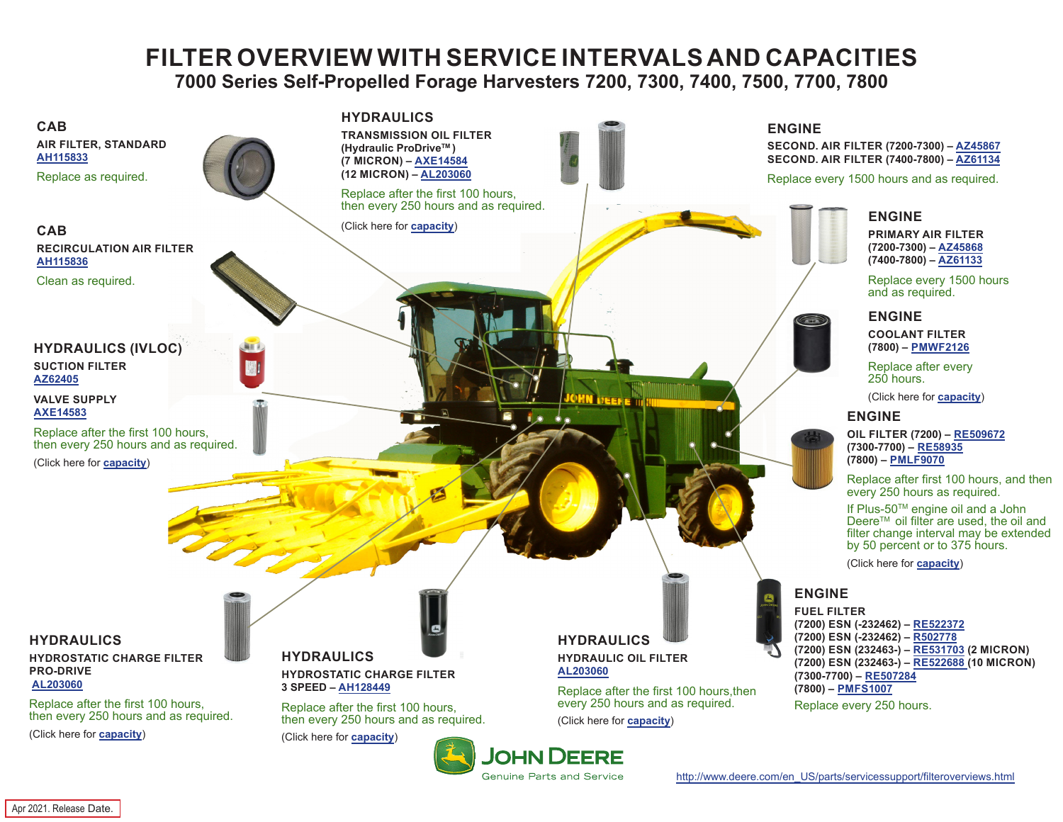# FILTER OVERVIEW WITH SERVICE INTERVALS AND CAPACITIES

## 7000 Series Self-Propelled Forage Harvesters 7200, 7300, 7400, 7500, 7700, 7800

### CAB

**AIR FILTER, STANDARD**
**AH115833**

Replace as required.

### CAB

**RECIRCULATION AIR FILTER**
**AH115836**

Clean as required.

### HYDRAULICS (IVLOC)

**SUCTION FILTER**
**AZ62405**

**VALVE SUPPLY**
**AXE14583**

Replace after the first 100 hours, then every 250 hours and as required.

(Click here for **capacity**)

### HYDRAULICS

**TRANSMISSION OIL FILTER**
**(Hydraulic ProDrive™)**
**(7 MICRON) – AXE14584**
**(12 MICRON) – AL203060**

Replace after the first 100 hours, then every 250 hours and as required.

(Click here for **capacity**)

### ENGINE

**SECOND. AIR FILTER (7200-7300) – AZ45867**
**SECOND. AIR FILTER (7400-7800) – AZ61134**

Replace every 1500 hours and as required.

### ENGINE

**PRIMARY AIR FILTER**
**(7200-7300) – AZ45868**
**(7400-7800) – AZ61133**

Replace every 1500 hours and as required.

### ENGINE

**COOLANT FILTER**
**(7800) – PMWF2126**

Replace after every 250 hours.

(Click here for **capacity**)

### ENGINE

**OIL FILTER (7200) – RE509672**
**(7300-7700) – RE58935**
**(7800) – PMLF9070**

Replace after first 100 hours, and then every 250 hours as required.

If Plus-50™ engine oil and a John Deere™ oil filter are used, the oil and filter change interval may be extended by 50 percent or to 375 hours.

(Click here for **capacity**)

### HYDRAULICS

**HYDROSTATIC CHARGE FILTER PRO-DRIVE**
**AL203060**

Replace after the first 100 hours, then every 250 hours and as required.

(Click here for **capacity**)

### HYDRAULICS

**HYDROSTATIC CHARGE FILTER**
**3 SPEED – AH128449**

Replace after the first 100 hours, then every 250 hours and as required.

(Click here for **capacity**)

### HYDRAULICS

**HYDRAULIC OIL FILTER**
**AL203060**

Replace after the first 100 hours, then every 250 hours and as required.

(Click here for **capacity**)

### ENGINE

**FUEL FILTER**
**(7200) ESN (-232462) – RE522372**
**(7200) ESN (-232462) – R502778**
**(7200) ESN (232463-) – RE531703 (2 MICRON)**
**(7200) ESN (232463-) – RE522688 (10 MICRON)**
**(7300-7700) – RE507284**
**(7800) – PMFS1007**

Replace every 250 hours.

JOHN DEERE
Genuine Parts and Service

http://www.deere.com/en_US/parts/servicesupport/filteroverviews.html

Apr 2021. Release Date.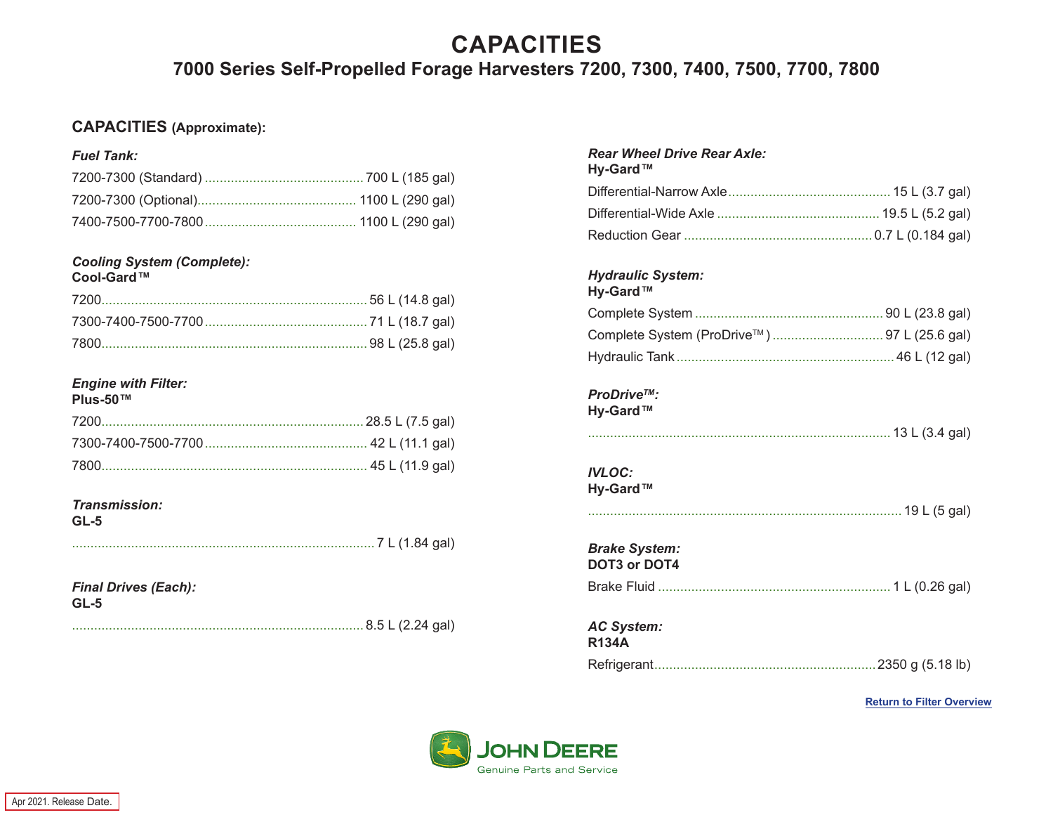# CAPACITIES

## 7000 Series Self-Propelled Forage Harvesters 7200, 7300, 7400, 7500, 7700, 7800

### CAPACITIES (Approximate):

***Fuel Tank:***

| | |
|---|---|
| 7200-7300 (Standard) | 700 L (185 gal) |
| 7200-7300 (Optional) | 1100 L (290 gal) |
| 7400-7500-7700-7800 | 1100 L (290 gal) |

***Cooling System (Complete):***
**Cool-Gard™**

| | |
|---|---|
| 7200 | 56 L (14.8 gal) |
| 7300-7400-7500-7700 | 71 L (18.7 gal) |
| 7800 | 98 L (25.8 gal) |

***Engine with Filter:***
**Plus-50™**

| | |
|---|---|
| 7200 | 28.5 L (7.5 gal) |
| 7300-7400-7500-7700 | 42 L (11.1 gal) |
| 7800 | 45 L (11.9 gal) |

***Transmission:***
**GL-5**

7 L (1.84 gal)

***Final Drives (Each):***
**GL-5**

8.5 L (2.24 gal)

***Rear Wheel Drive Rear Axle:***
**Hy-Gard™**

| | |
|---|---|
| Differential-Narrow Axle | 15 L (3.7 gal) |
| Differential-Wide Axle | 19.5 L (5.2 gal) |
| Reduction Gear | 0.7 L (0.184 gal) |

***Hydraulic System:***
**Hy-Gard™**

| | |
|---|---|
| Complete System | 90 L (23.8 gal) |
| Complete System (ProDrive™) | 97 L (25.6 gal) |
| Hydraulic Tank | 46 L (12 gal) |

***ProDrive™:***
**Hy-Gard™**

13 L (3.4 gal)

***IVLOC:***
**Hy-Gard™**

19 L (5 gal)

***Brake System:***
**DOT3 or DOT4**

| | |
|---|---|
| Brake Fluid | 1 L (0.26 gal) |

***AC System:***
**R134A**

| | |
|---|---|
| Refrigerant | 2350 g (5.18 lb) |

Return to Filter Overview

JOHN DEERE
Genuine Parts and Service

Apr 2021. Release Date.